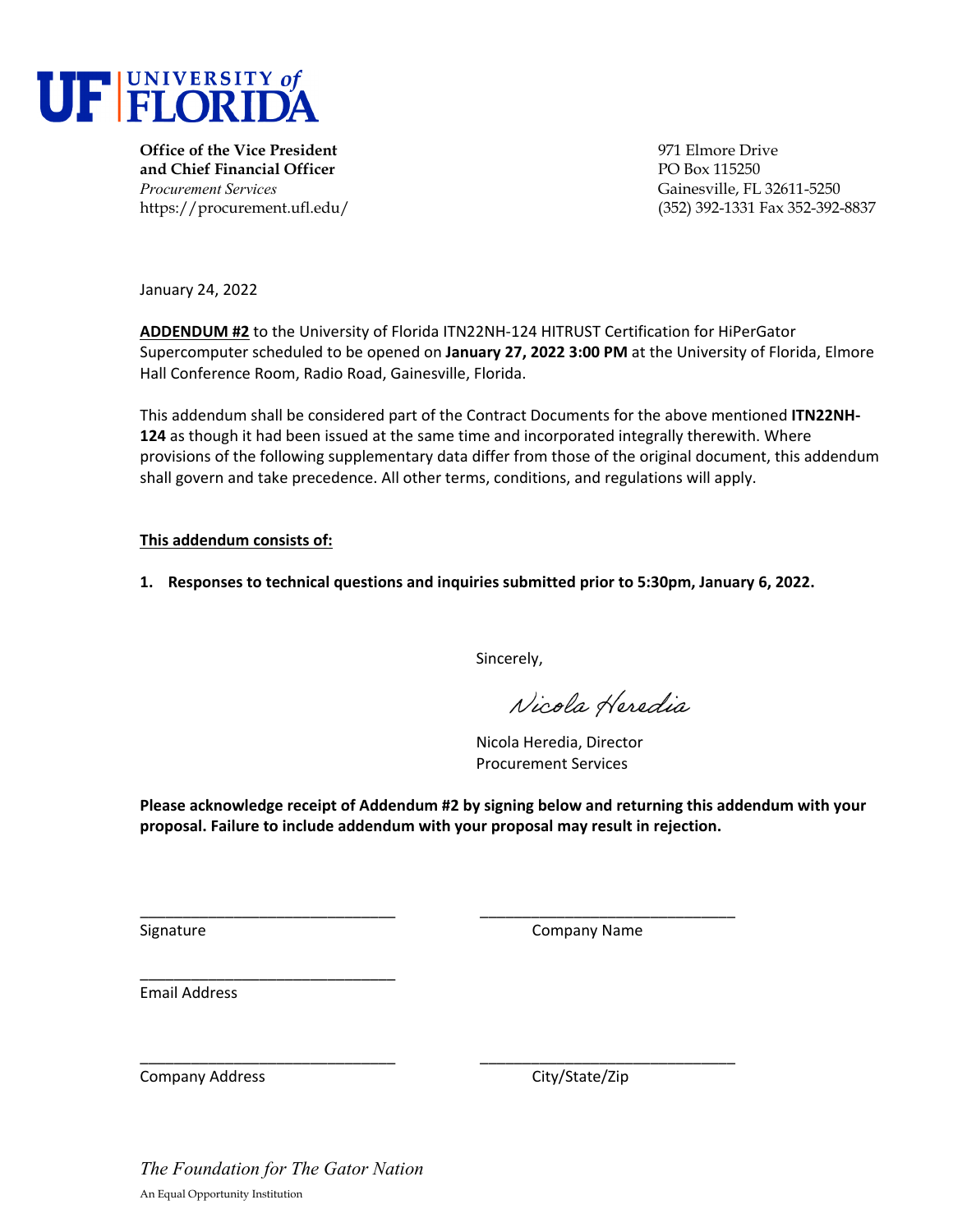**UF | UNIVERSITY of FLORIDA**

**Office of the Vice President**
**and Chief Financial Officer**
*Procurement Services*
https://procurement.ufl.edu/

971 Elmore Drive
PO Box 115250
Gainesville, FL 32611-5250
(352) 392-1331 Fax 352-392-8837

January 24, 2022

**ADDENDUM #2** to the University of Florida ITN22NH-124 HITRUST Certification for HiPerGator Supercomputer scheduled to be opened on **January 27, 2022 3:00 PM** at the University of Florida, Elmore Hall Conference Room, Radio Road, Gainesville, Florida.

This addendum shall be considered part of the Contract Documents for the above mentioned **ITN22NH-124** as though it had been issued at the same time and incorporated integrally therewith. Where provisions of the following supplementary data differ from those of the original document, this addendum shall govern and take precedence. All other terms, conditions, and regulations will apply.

**This addendum consists of:**

1. **Responses to technical questions and inquiries submitted prior to 5:30pm, January 6, 2022.**

Sincerely,

*Nicola Heredia*

Nicola Heredia, Director
Procurement Services

**Please acknowledge receipt of Addendum #2 by signing below and returning this addendum with your proposal. Failure to include addendum with your proposal may result in rejection.**

______________________________ Signature

______________________________ Company Name

______________________________ Email Address

______________________________ Company Address

______________________________ City/State/Zip

*The Foundation for The Gator Nation*

An Equal Opportunity Institution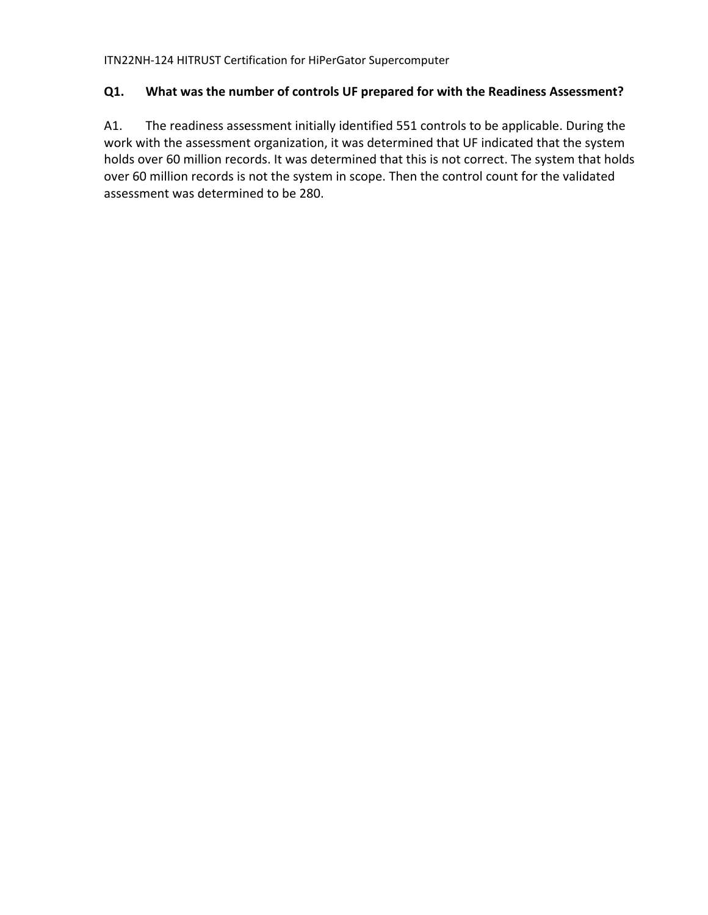ITN22NH-124 HITRUST Certification for HiPerGator Supercomputer

**Q1. What was the number of controls UF prepared for with the Readiness Assessment?**

A1. The readiness assessment initially identified 551 controls to be applicable. During the work with the assessment organization, it was determined that UF indicated that the system holds over 60 million records. It was determined that this is not correct. The system that holds over 60 million records is not the system in scope. Then the control count for the validated assessment was determined to be 280.